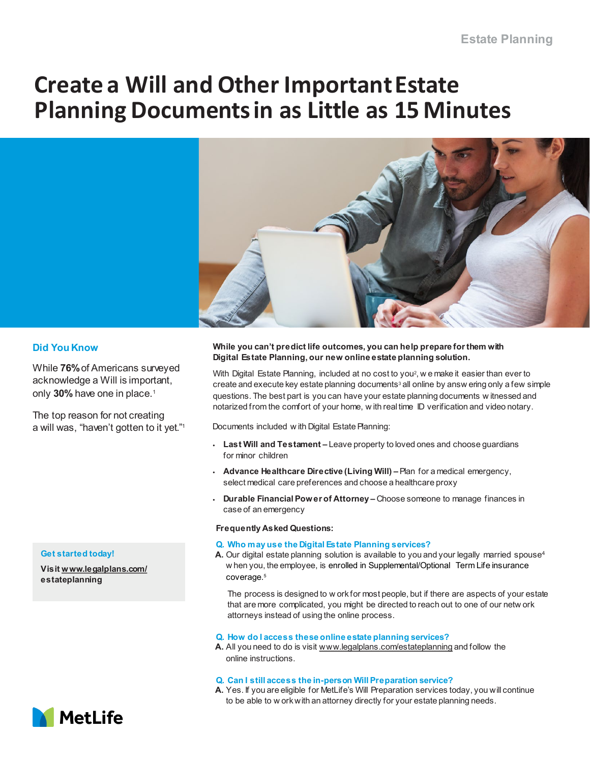# Create a Will and Other Important Estate Planning Documents in as Little as 15 Minutes

## Did You Know

While **76%** of Americans surveyed acknowledge a Will is important, only **30%** have one in place.[1]

The top reason for not creating a will was, "haven't gotten to it yet."[1]

**Get started today!**

**Visit www.legalplans.com/estateplanning**

**While you can't predict life outcomes, you can help prepare for them with Digital Estate Planning, our new online estate planning solution.**

With Digital Estate Planning, included at no cost to you[2], we make it easier than ever to create and execute key estate planning documents[3] all online by answering only a few simple questions. The best part is you can have your estate planning documents witnessed and notarized from the comfort of your home, with real time ID verification and video notary.

Documents included with Digital Estate Planning:

- **Last Will and Testament –** Leave property to loved ones and choose guardians for minor children
- **Advance Healthcare Directive (Living Will) –** Plan for a medical emergency, select medical care preferences and choose a healthcare proxy
- **Durable Financial Power of Attorney –** Choose someone to manage finances in case of an emergency

**Frequently Asked Questions:**

**Q. Who may use the Digital Estate Planning services?**

**A.** Our digital estate planning solution is available to you and your legally married spouse[4] when you, the employee, is enrolled in Supplemental/Optional Term Life insurance coverage.[5]

The process is designed to work for most people, but if there are aspects of your estate that are more complicated, you might be directed to reach out to one of our network attorneys instead of using the online process.

**Q. How do I access these online estate planning services?**

**A.** All you need to do is visit www.legalplans.com/estateplanning and follow the online instructions.

**Q. Can I still access the in-person Will Preparation service?**

**A.** Yes. If you are eligible for MetLife's Will Preparation services today, you will continue to be able to work with an attorney directly for your estate planning needs.

MetLife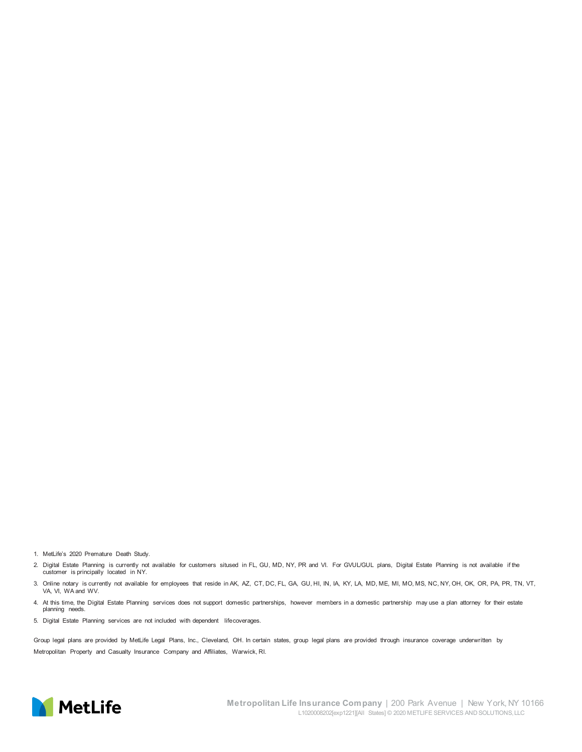1. MetLife's 2020 Premature Death Study.
2. Digital Estate Planning is currently not available for customers sitused in FL, GU, MD, NY, PR and VI. For GVUL/GUL plans, Digital Estate Planning is not available if the customer is principally located in NY.
3. Online notary is currently not available for employees that reside in AK, AZ, CT, DC, FL, GA, GU, HI, IN, IA, KY, LA, MD, ME, MI, MO, MS, NC, NY, OH, OK, OR, PA, PR, TN, VT, VA, VI, WA and WV.
4. At this time, the Digital Estate Planning services does not support domestic partnerships, however members in a domestic partnership may use a plan attorney for their estate planning needs.
5. Digital Estate Planning services are not included with dependent life coverages.

Group legal plans are provided by MetLife Legal Plans, Inc., Cleveland, OH. In certain states, group legal plans are provided through insurance coverage underwritten by Metropolitan Property and Casualty Insurance Company and Affiliates, Warwick, RI.

MetLife

**Metropolitan Life Insurance Company** | 200 Park Avenue | New York, NY 10166

L1020008202[exp1221][All States] © 2020 METLIFE SERVICES AND SOLUTIONS, LLC